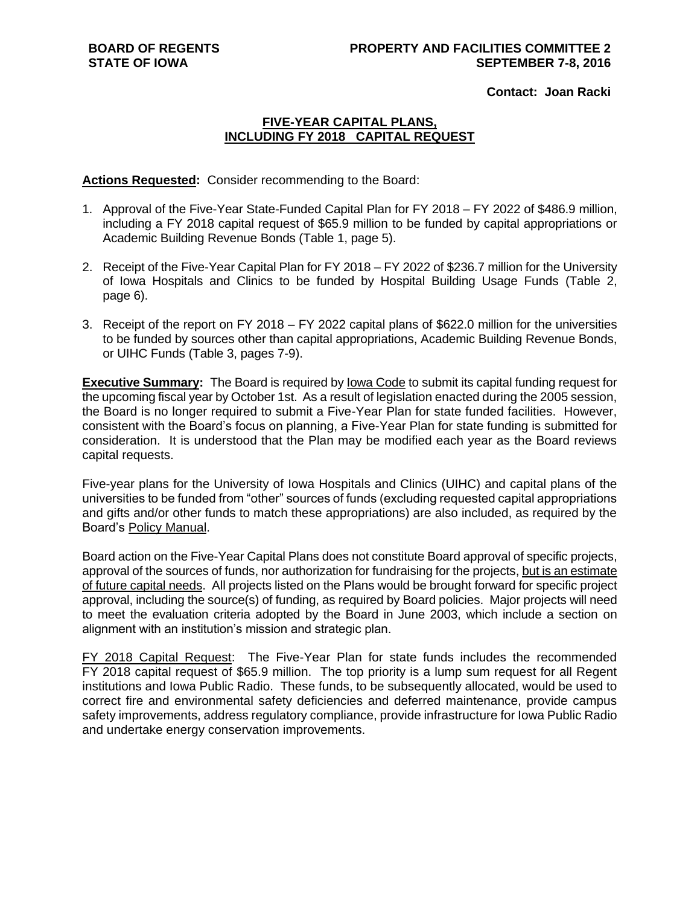**BOARD OF REGENTS**
**STATE OF IOWA**

**PROPERTY AND FACILITIES COMMITTEE 2**
**SEPTEMBER 7-8, 2016**

**Contact: Joan Racki**

## FIVE-YEAR CAPITAL PLANS, INCLUDING FY 2018 CAPITAL REQUEST

**Actions Requested:** Consider recommending to the Board:

1. Approval of the Five-Year State-Funded Capital Plan for FY 2018 – FY 2022 of \$486.9 million, including a FY 2018 capital request of \$65.9 million to be funded by capital appropriations or Academic Building Revenue Bonds (Table 1, page 5).
2. Receipt of the Five-Year Capital Plan for FY 2018 – FY 2022 of \$236.7 million for the University of Iowa Hospitals and Clinics to be funded by Hospital Building Usage Funds (Table 2, page 6).
3. Receipt of the report on FY 2018 – FY 2022 capital plans of \$622.0 million for the universities to be funded by sources other than capital appropriations, Academic Building Revenue Bonds, or UIHC Funds (Table 3, pages 7-9).

**Executive Summary:** The Board is required by Iowa Code to submit its capital funding request for the upcoming fiscal year by October 1st. As a result of legislation enacted during the 2005 session, the Board is no longer required to submit a Five-Year Plan for state funded facilities. However, consistent with the Board's focus on planning, a Five-Year Plan for state funding is submitted for consideration. It is understood that the Plan may be modified each year as the Board reviews capital requests.

Five-year plans for the University of Iowa Hospitals and Clinics (UIHC) and capital plans of the universities to be funded from "other" sources of funds (excluding requested capital appropriations and gifts and/or other funds to match these appropriations) are also included, as required by the Board's Policy Manual.

Board action on the Five-Year Capital Plans does not constitute Board approval of specific projects, approval of the sources of funds, nor authorization for fundraising for the projects, but is an estimate of future capital needs. All projects listed on the Plans would be brought forward for specific project approval, including the source(s) of funding, as required by Board policies. Major projects will need to meet the evaluation criteria adopted by the Board in June 2003, which include a section on alignment with an institution's mission and strategic plan.

FY 2018 Capital Request: The Five-Year Plan for state funds includes the recommended FY 2018 capital request of \$65.9 million. The top priority is a lump sum request for all Regent institutions and Iowa Public Radio. These funds, to be subsequently allocated, would be used to correct fire and environmental safety deficiencies and deferred maintenance, provide campus safety improvements, address regulatory compliance, provide infrastructure for Iowa Public Radio and undertake energy conservation improvements.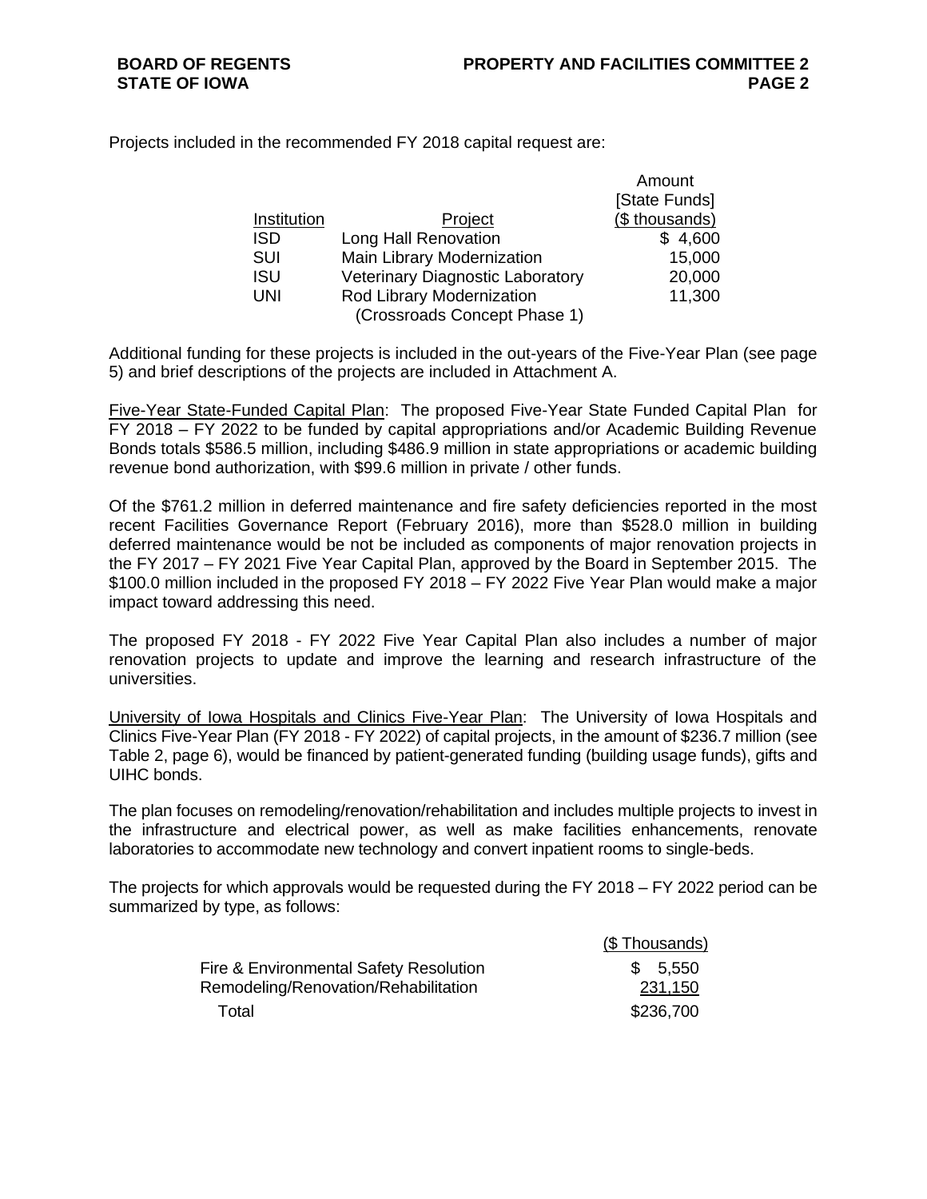Projects included in the recommended FY 2018 capital request are:

| Institution | Project | Amount [State Funds] ($ thousands) |
|---|---|---|
| ISD | Long Hall Renovation | $ 4,600 |
| SUI | Main Library Modernization | 15,000 |
| ISU | Veterinary Diagnostic Laboratory | 20,000 |
| UNI | Rod Library Modernization (Crossroads Concept Phase 1) | 11,300 |

Additional funding for these projects is included in the out-years of the Five-Year Plan (see page 5) and brief descriptions of the projects are included in Attachment A.

Five-Year State-Funded Capital Plan: The proposed Five-Year State Funded Capital Plan for FY 2018 – FY 2022 to be funded by capital appropriations and/or Academic Building Revenue Bonds totals $586.5 million, including $486.9 million in state appropriations or academic building revenue bond authorization, with $99.6 million in private / other funds.

Of the $761.2 million in deferred maintenance and fire safety deficiencies reported in the most recent Facilities Governance Report (February 2016), more than $528.0 million in building deferred maintenance would be not be included as components of major renovation projects in the FY 2017 – FY 2021 Five Year Capital Plan, approved by the Board in September 2015. The $100.0 million included in the proposed FY 2018 – FY 2022 Five Year Plan would make a major impact toward addressing this need.

The proposed FY 2018 - FY 2022 Five Year Capital Plan also includes a number of major renovation projects to update and improve the learning and research infrastructure of the universities.

University of Iowa Hospitals and Clinics Five-Year Plan: The University of Iowa Hospitals and Clinics Five-Year Plan (FY 2018 - FY 2022) of capital projects, in the amount of $236.7 million (see Table 2, page 6), would be financed by patient-generated funding (building usage funds), gifts and UIHC bonds.

The plan focuses on remodeling/renovation/rehabilitation and includes multiple projects to invest in the infrastructure and electrical power, as well as make facilities enhancements, renovate laboratories to accommodate new technology and convert inpatient rooms to single-beds.

The projects for which approvals would be requested during the FY 2018 – FY 2022 period can be summarized by type, as follows:

| | ($ Thousands) |
|---|---|
| Fire & Environmental Safety Resolution | $ 5,550 |
| Remodeling/Renovation/Rehabilitation | 231,150 |
| Total | $236,700 |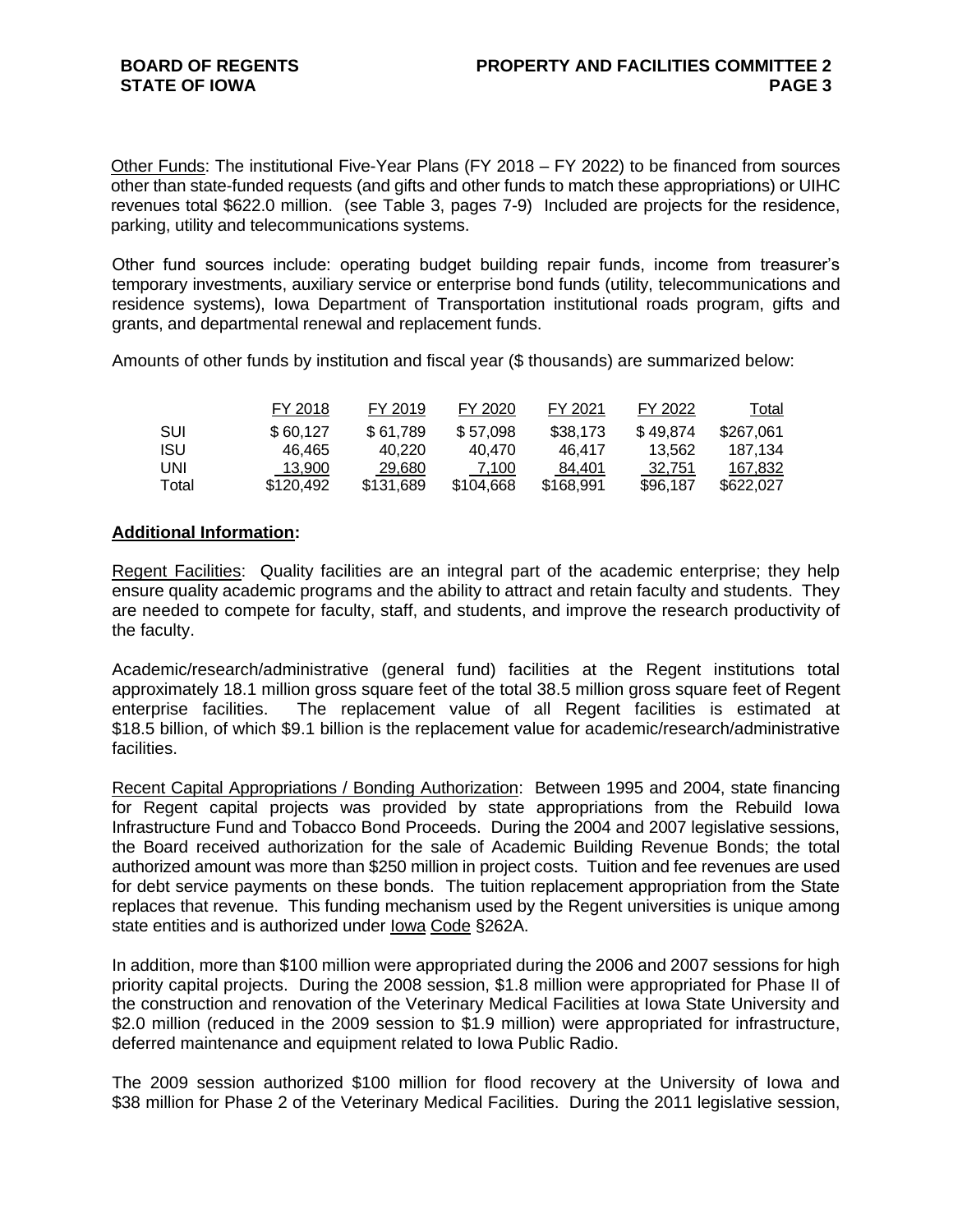Other Funds: The institutional Five-Year Plans (FY 2018 – FY 2022) to be financed from sources other than state-funded requests (and gifts and other funds to match these appropriations) or UIHC revenues total $622.0 million. (see Table 3, pages 7-9) Included are projects for the residence, parking, utility and telecommunications systems.

Other fund sources include: operating budget building repair funds, income from treasurer's temporary investments, auxiliary service or enterprise bond funds (utility, telecommunications and residence systems), Iowa Department of Transportation institutional roads program, gifts and grants, and departmental renewal and replacement funds.

Amounts of other funds by institution and fiscal year ($ thousands) are summarized below:

| | FY 2018 | FY 2019 | FY 2020 | FY 2021 | FY 2022 | Total |
|---|---|---|---|---|---|---|
| SUI | $ 60,127 | $ 61,789 | $ 57,098 | $38,173 | $ 49,874 | $267,061 |
| ISU | 46,465 | 40,220 | 40,470 | 46,417 | 13,562 | 187,134 |
| UNI | 13,900 | 29,680 | 7,100 | 84,401 | 32,751 | 167,832 |
| Total | $120,492 | $131,689 | $104,668 | $168,991 | $96,187 | $622,027 |

**Additional Information:**

Regent Facilities: Quality facilities are an integral part of the academic enterprise; they help ensure quality academic programs and the ability to attract and retain faculty and students. They are needed to compete for faculty, staff, and students, and improve the research productivity of the faculty.

Academic/research/administrative (general fund) facilities at the Regent institutions total approximately 18.1 million gross square feet of the total 38.5 million gross square feet of Regent enterprise facilities. The replacement value of all Regent facilities is estimated at $18.5 billion, of which $9.1 billion is the replacement value for academic/research/administrative facilities.

Recent Capital Appropriations / Bonding Authorization: Between 1995 and 2004, state financing for Regent capital projects was provided by state appropriations from the Rebuild Iowa Infrastructure Fund and Tobacco Bond Proceeds. During the 2004 and 2007 legislative sessions, the Board received authorization for the sale of Academic Building Revenue Bonds; the total authorized amount was more than $250 million in project costs. Tuition and fee revenues are used for debt service payments on these bonds. The tuition replacement appropriation from the State replaces that revenue. This funding mechanism used by the Regent universities is unique among state entities and is authorized under Iowa Code §262A.

In addition, more than $100 million were appropriated during the 2006 and 2007 sessions for high priority capital projects. During the 2008 session, $1.8 million were appropriated for Phase II of the construction and renovation of the Veterinary Medical Facilities at Iowa State University and $2.0 million (reduced in the 2009 session to $1.9 million) were appropriated for infrastructure, deferred maintenance and equipment related to Iowa Public Radio.

The 2009 session authorized $100 million for flood recovery at the University of Iowa and $38 million for Phase 2 of the Veterinary Medical Facilities. During the 2011 legislative session,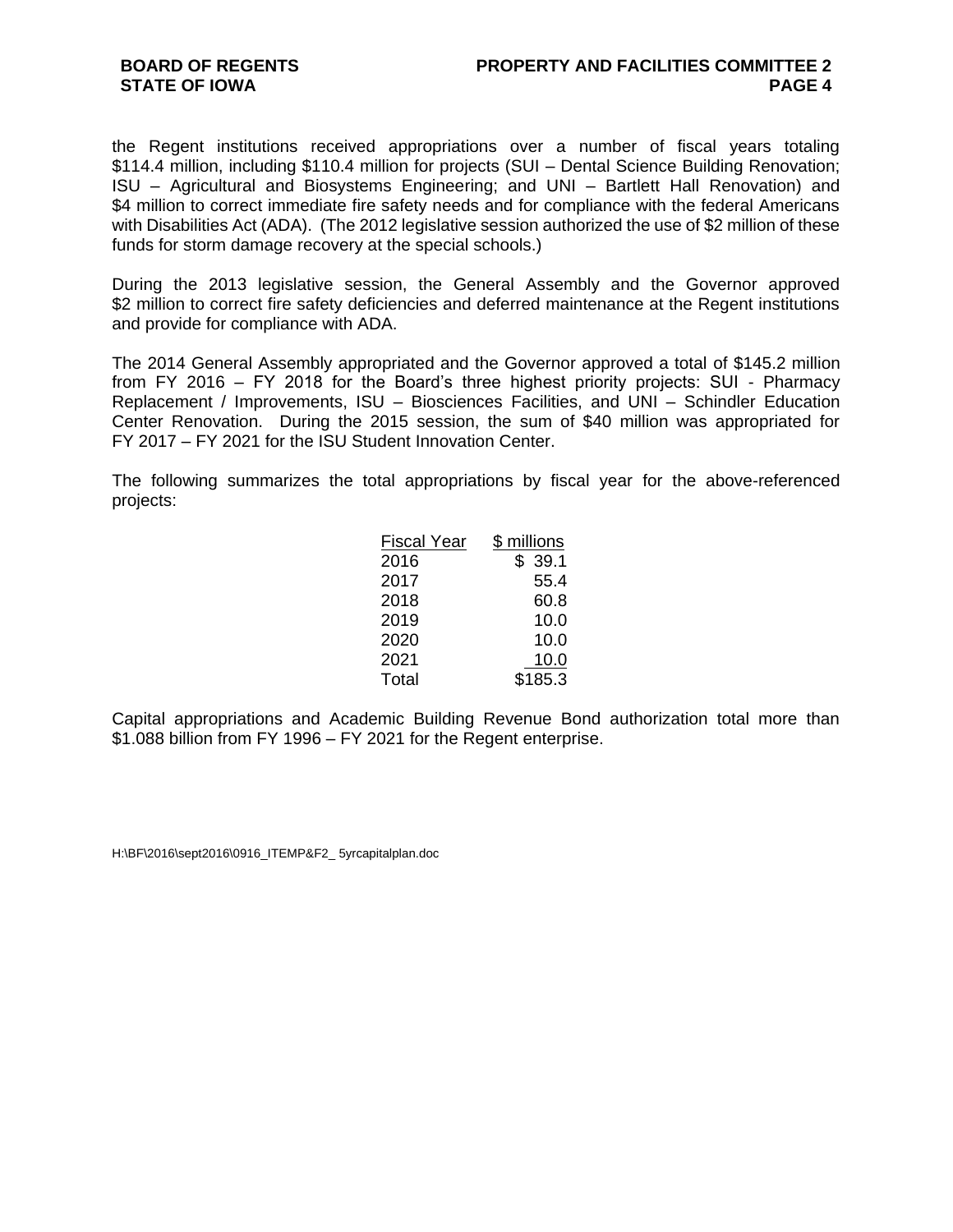the Regent institutions received appropriations over a number of fiscal years totaling $114.4 million, including $110.4 million for projects (SUI – Dental Science Building Renovation; ISU – Agricultural and Biosystems Engineering; and UNI – Bartlett Hall Renovation) and $4 million to correct immediate fire safety needs and for compliance with the federal Americans with Disabilities Act (ADA). (The 2012 legislative session authorized the use of $2 million of these funds for storm damage recovery at the special schools.)

During the 2013 legislative session, the General Assembly and the Governor approved $2 million to correct fire safety deficiencies and deferred maintenance at the Regent institutions and provide for compliance with ADA.

The 2014 General Assembly appropriated and the Governor approved a total of $145.2 million from FY 2016 – FY 2018 for the Board's three highest priority projects: SUI - Pharmacy Replacement / Improvements, ISU – Biosciences Facilities, and UNI – Schindler Education Center Renovation. During the 2015 session, the sum of $40 million was appropriated for FY 2017 – FY 2021 for the ISU Student Innovation Center.

The following summarizes the total appropriations by fiscal year for the above-referenced projects:

| Fiscal Year | $ millions |
|---|---|
| 2016 | $ 39.1 |
| 2017 | 55.4 |
| 2018 | 60.8 |
| 2019 | 10.0 |
| 2020 | 10.0 |
| 2021 | 10.0 |
| Total | $185.3 |

Capital appropriations and Academic Building Revenue Bond authorization total more than $1.088 billion from FY 1996 – FY 2021 for the Regent enterprise.

H:\BF\2016\sept2016\0916_ITEMP&F2_ 5yrcapitalplan.doc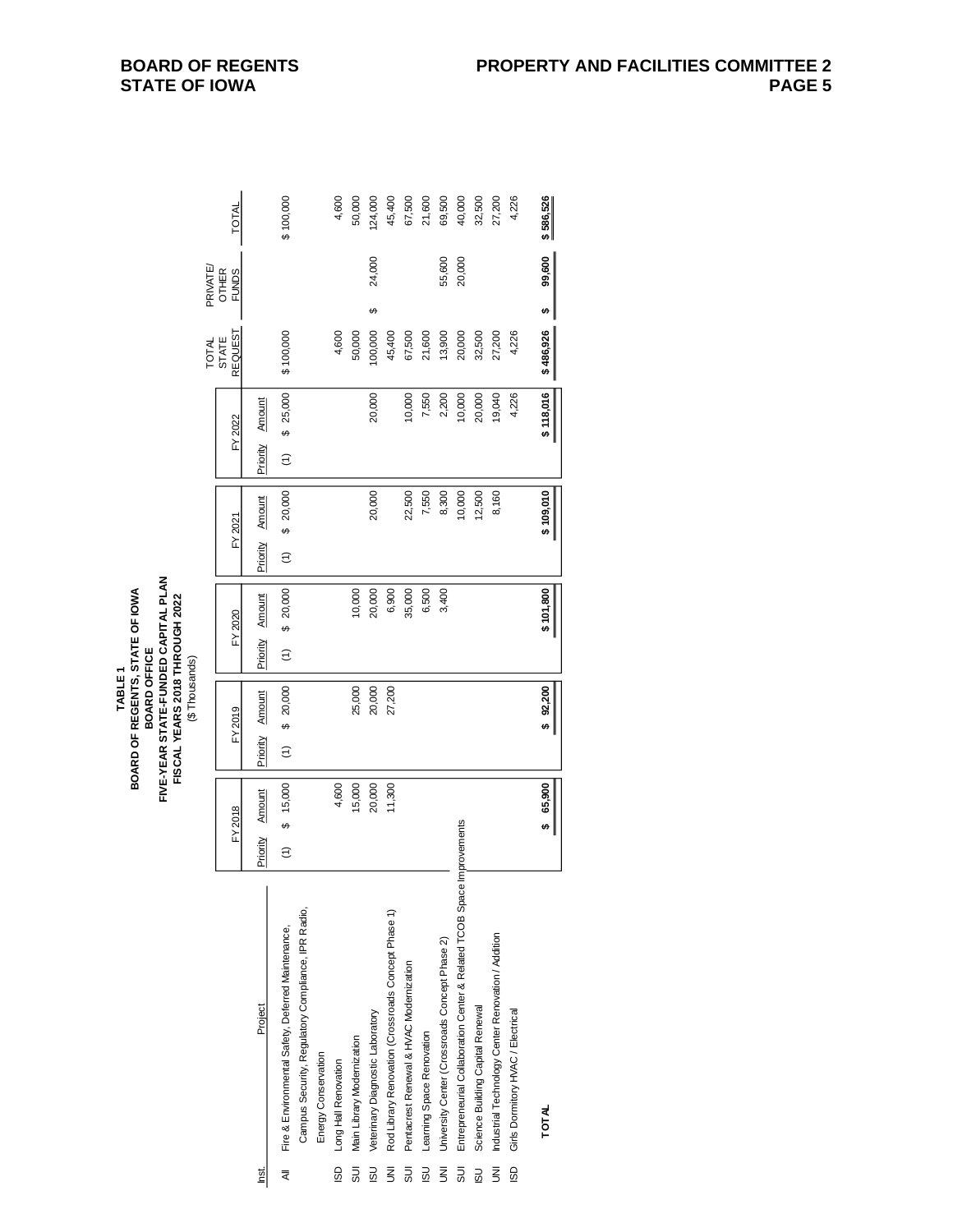**TABLE 1**
**BOARD OF REGENTS, STATE OF IOWA**
**BOARD OFFICE**
**FIVE-YEAR STATE-FUNDED CAPITAL PLAN**
**FISCAL YEARS 2018 THROUGH 2022**
($ Thousands)

| Inst. | Project | FY 2018 Priority | FY 2018 Amount | FY 2019 Priority | FY 2019 Amount | FY 2020 Priority | FY 2020 Amount | FY 2021 Priority | FY 2021 Amount | FY 2022 Priority | FY 2022 Amount | TOTAL STATE REQUEST | PRIVATE/ OTHER FUNDS | TOTAL |
|---|---|---|---|---|---|---|---|---|---|---|---|---|---|---|
| All | Fire & Environmental Safety, Deferred Maintenance, Campus Security, Regulatory Compliance, IPR Radio, Energy Conservation | (1) | $ 15,000 | (1) | $ 20,000 | (1) | $ 20,000 | (1) | $ 20,000 | (1) | $ 25,000 | $ 100,000 | | $ 100,000 |
| ISD | Long Hall Renovation | | 4,600 | | | | | | | | | 4,600 | | 4,600 |
| SUI | Main Library Modernization | | 15,000 | | 25,000 | | 10,000 | | | | | 50,000 | | 50,000 |
| ISU | Veterinary Diagnostic Laboratory | | 20,000 | | 20,000 | | 20,000 | | 20,000 | | 20,000 | 100,000 | $ 24,000 | 124,000 |
| UNI | Rod Library Renovation (Crossroads Concept Phase 1) | | 11,300 | | 27,200 | | 6,900 | | | | | 45,400 | | 45,400 |
| SUI | Pentacrest Renewal & HVAC Modernization | | | | | | 35,000 | | 22,500 | | 10,000 | 67,500 | | 67,500 |
| ISU | Learning Space Renovation | | | | | | 6,500 | | 7,550 | | 7,550 | 21,600 | | 21,600 |
| UNI | University Center (Crossroads Concept Phase 2) | | | | | | 3,400 | | 8,300 | | 2,200 | 13,900 | 55,600 | 69,500 |
| SUI | Entrepreneurial Collaboration Center & Related TCOB Space Improvements | | | | | | | | 10,000 | | 10,000 | 20,000 | 20,000 | 40,000 |
| ISU | Science Building Capital Renewal | | | | | | | | 12,500 | | 20,000 | 32,500 | | 32,500 |
| UNI | Industrial Technology Center Renovation / Addition | | | | | | | | 8,160 | | 19,040 | 27,200 | | 27,200 |
| ISD | Girls Dormitory HVAC / Electrical | | | | | | | | | | 4,226 | 4,226 | | 4,226 |
| | **TOTAL** | | **$ 65,900** | | **$ 92,200** | | **$ 101,800** | | **$ 109,010** | | **$ 118,016** | **$ 486,926** | **$ 99,600** | **$ 586,526** |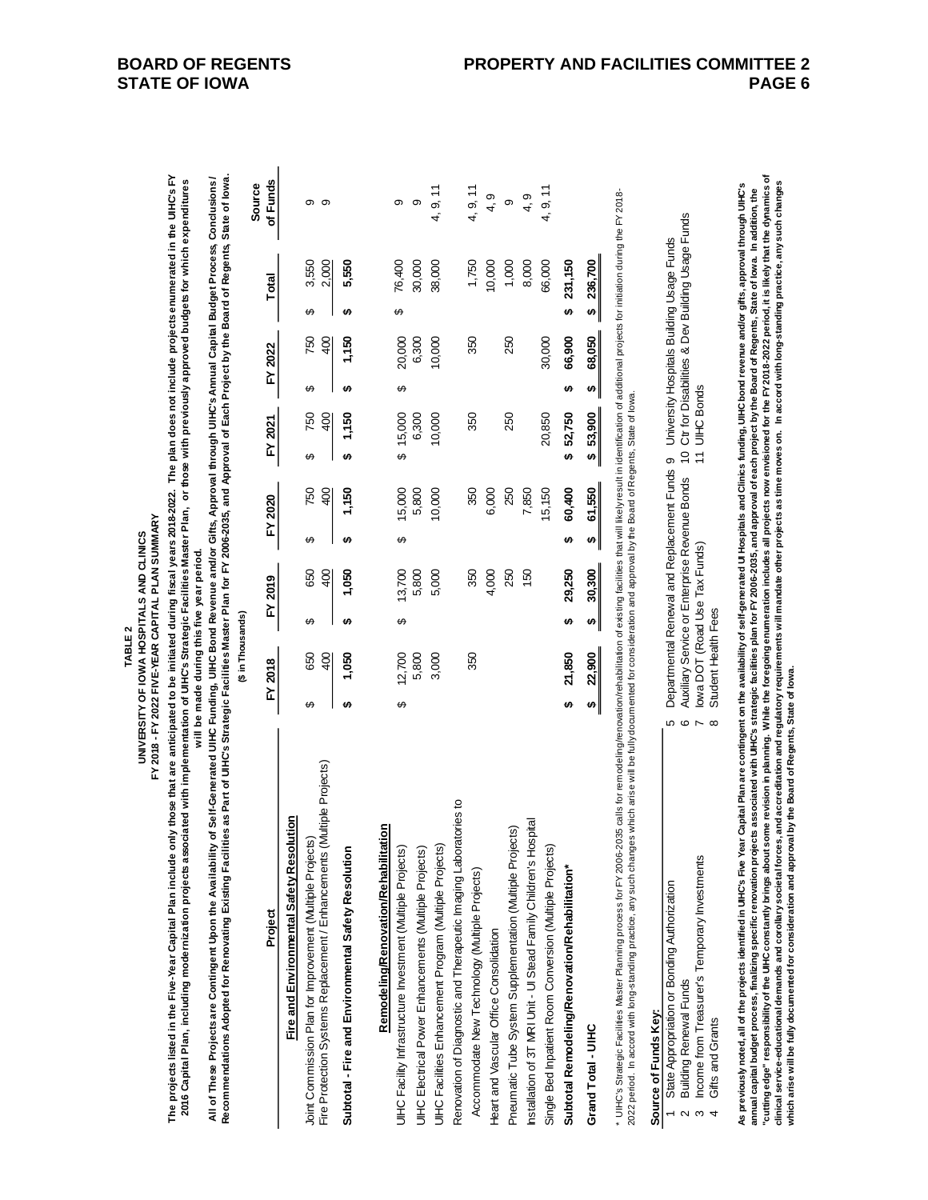**TABLE 2**
**UNIVERSITY OF IOWA HOSPITALS AND CLINICS**
**FY 2018 - FY 2022 FIVE-YEAR CAPITAL PLAN SUMMARY**

**The projects listed in the Five-Year Capital Plan include only those that are anticipated to be initiated during fiscal years 2018-2022. The plan does not include projects enumerated in the UIHC's FY 2016 Capital Plan, including modernization projects associated with implementation of UIHC's Strategic Facilities Master Plan, or those with previously approved budgets for which expenditures will be made during this five year period.**

**All of These Projects are Contingent Upon the Availability of Self-Generated UIHC Funding, UIHC Bond Revenue and/or Gifts, Approval through UIHC's Annual Capital Budget Process, Conclusions / Recommendations Adopted for Renovating Existing Facilities as Part of UIHC's Strategic Facilities Master Plan for FY 2006-2035, and Approval of Each Project by the Board of Regents, State of Iowa.**

**($ in Thousands)**

| Project | FY 2018 | FY 2019 | FY 2020 | FY 2021 | FY 2022 | Total | Source of Funds |
|---|---|---|---|---|---|---|---|
| **Fire and Environmental Safety Resolution** | | | | | | | |
| Joint Commission Plan for Improvement (Multiple Projects) | $ 650 | $ 650 | $ 750 | $ 750 | $ 750 | $ 3,550 | 9 |
| Fire Protection Systems Replacement / Enhancements (Multiple Projects) | 400 | 400 | 400 | 400 | 400 | 2,000 | 9 |
| **Subtotal - Fire and Environmental Safety Resolution** | **$ 1,050** | **$ 1,050** | **$ 1,150** | **$ 1,150** | **$ 1,150** | **$ 5,550** | |
| **Remodeling/Renovation/Rehabilitation** | | | | | | | |
| UIHC Facility Infrastructure Investment (Multiple Projects) | $ 12,700 | $ 13,700 | $ 15,000 | $ 15,000 | $ 20,000 | $ 76,400 | 9 |
| UIHC Electrical Power Enhancements (Multiple Projects) | 5,800 | 5,800 | 5,800 | 6,300 | 6,300 | 30,000 | 9 |
| UIHC Facilities Enhancement Program (Multiple Projects) | 3,000 | 5,000 | 10,000 | 10,000 | 10,000 | 38,000 | 4, 9, 11 |
| Renovation of Diagnostic and Therapeutic Imaging Laboratories to Accommodate New Technology (Multiple Projects) | 350 | 350 | 350 | 350 | 350 | 1,750 | 4, 9, 11 |
| Heart and Vascular Office Consolidation | | 4,000 | 6,000 | | | 10,000 | 4, 9 |
| Pneumatic Tube System Supplementation (Multiple Projects) | | 250 | 250 | 250 | 250 | 1,000 | 9 |
| Installation of 3T MRI Unit - UI Stead Family Children's Hospital | | 150 | 7,850 | | | 8,000 | 4, 9 |
| Single Bed Inpatient Room Conversion (Multiple Projects) | | | 15,150 | 20,850 | 30,000 | 66,000 | 4, 9, 11 |
| **Subtotal Remodeling/Renovation/Rehabilitation*** | **$ 21,850** | **$ 29,250** | **$ 60,400** | **$ 52,750** | **$ 66,900** | **$ 231,150** | |
| **Grand Total - UIHC** | **$ 22,900** | **$ 30,300** | **$ 61,550** | **$ 53,900** | **$ 68,050** | **$ 236,700** | |

\* UIHC's Strategic Facilities Master Planning process for FY 2006-2035 calls for remodeling/renovation/rehabilitation of existing facilities that will likely result in identification of additional projects for initiation during the FY 2018-2022 period. In accord with long-standing practice, any such changes which arise will be fully documented for consideration and approval by the Board of Regents, State of Iowa.

**Source of Funds Key:**

1 State Appropriation or Bonding Authorization
2 Building Renewal Funds
3 Income from Treasurer's Temporary Investments
4 Gifts and Grants
5 Departmental Renewal and Replacement Funds
6 Auxiliary Service or Enterprise Revenue Bonds
7 Iowa DOT (Road Use Tax Funds)
8 Student Health Fees
9 University Hospitals Building Usage Funds
10 Ctr for Disabilities & Dev Building Usage Funds
11 UIHC Bonds

**As previously noted, all of the projects identified in UIHC's Five Year Capital Plan are contingent on the availability of self-generated UI Hospitals and Clinics funding, UIHC bond revenue and/or gifts, approval through UIHC's annual capital budget process, finalizing specific renovation projects associated with UIHC's strategic facilities plan for FY 2006-2035, and approval of each project by the Board of Regents, State of Iowa. In addition, the "cutting edge" responsibility of the UIHC constantly brings about some revision in planning. While the foregoing enumeration includes all projects now envisioned for the FY 2018-2022 period, it is likely that the dynamics of clinical service-educational demands and corollary societal forces, and accreditation and regulatory requirements will mandate other projects as time moves on. In accord with long-standing practice, any such changes which arise will be fully documented for consideration and approval by the Board of Regents, State of Iowa.**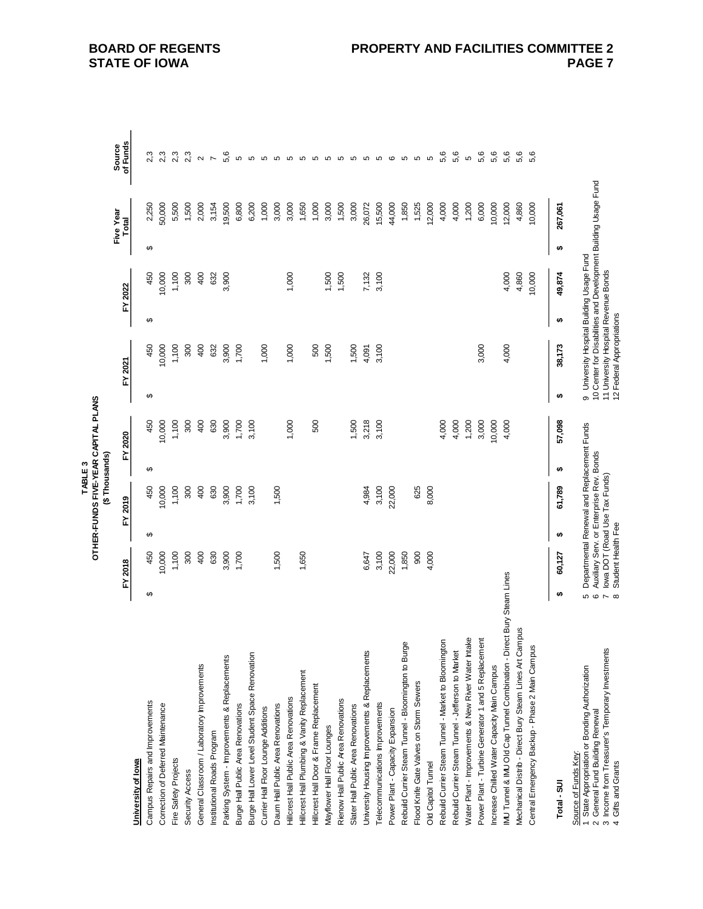**TABLE 3**
**OTHER-FUNDS FIVE-YEAR CAPITAL PLANS**
**($ Thousands)**

| University of Iowa | FY 2018 | FY 2019 | FY 2020 | FY 2021 | FY 2022 | Five Year Total | Source of Funds |
|---|---|---|---|---|---|---|---|
| Campus Repairs and Improvements | $ 450 | $ 450 | $ 450 | $ 450 | $ 450 | $ 2,250 | 2,3 |
| Correction of Deferred Maintenance | 10,000 | 10,000 | 10,000 | 10,000 | 10,000 | 50,000 | 2,3 |
| Fire Safety Projects | 1,100 | 1,100 | 1,100 | 1,100 | 1,100 | 5,500 | 2,3 |
| Security Access | 300 | 300 | 300 | 300 | 300 | 1,500 | 2,3 |
| General Classroom / Laboratory Improvements | 400 | 400 | 400 | 400 | 400 | 2,000 | 2 |
| Institutional Roads Program | 630 | 630 | 630 | 632 | 632 | 3,154 | 7 |
| Parking System - Improvements & Replacements | 3,900 | 3,900 | 3,900 | 3,900 | 3,900 | 19,500 | 5,6 |
| Burge Hall Public Area Renovations | 1,700 | 1,700 | 1,700 | 1,700 | | 6,800 | 5 |
| Burge Hall Lower Level Student Space Renovation | | 3,100 | 3,100 | | | 6,200 | 5 |
| Currier Hall Floor Lounge Additions | | | | 1,000 | | 1,000 | 5 |
| Daum Hall Public Area Renovations | 1,500 | 1,500 | | | | 3,000 | 5 |
| Hillcrest Hall Public Area Renovations | | | 1,000 | 1,000 | 1,000 | 3,000 | 5 |
| Hillcrest Hall Plumbing & Vanity Replacement | 1,650 | | | | | 1,650 | 5 |
| Hillcrest Hall Door & Frame Replacement | | | 500 | 500 | | 1,000 | 5 |
| Mayflower Hall Floor Lounges | | | | 1,500 | 1,500 | 3,000 | 5 |
| Rienow Hall Public Area Renovations | | | | | 1,500 | 1,500 | 5 |
| Slater Hall Public Area Renovations | | | 1,500 | 1,500 | | 3,000 | 5 |
| University Housing Improvements & Replacements | 6,647 | 4,984 | 3,218 | 4,091 | 7,132 | 26,072 | 5 |
| Telecommunications Improvements | 3,100 | 3,100 | 3,100 | 3,100 | 3,100 | 15,500 | 5 |
| Power Plant - Capacity Expansion | 22,000 | 22,000 | | | | 44,000 | 6 |
| Rebuild Currier Steam Tunnel - Bloomington to Burge | 1,850 | | | | | 1,850 | 5 |
| Flood Knife Gate Valves on Storm Sewers | 900 | 625 | | | | 1,525 | 5 |
| Old Capitol Tunnel | 4,000 | 8,000 | | | | 12,000 | 5 |
| Rebuild Currier Steam Tunnel - Market to Bloomington | | | 4,000 | | | 4,000 | 5,6 |
| Rebuild Currier Steam Tunnel - Jefferson to Market | | | 4,000 | | | 4,000 | 5,6 |
| Water Plant - Improvements & New River Water Intake | | | 1,200 | | | 1,200 | 5 |
| Power Plant - Turbine Generator 1 and 5 Replacement | | | 3,000 | 3,000 | | 6,000 | 5,6 |
| Increase Chilled Water Capacity Main Campus | | | 10,000 | | | 10,000 | 5,6 |
| IMU Tunnel & IMU Old Cap Tunnel Combination - Direct Bury Steam Lines | | | 4,000 | 4,000 | 4,000 | 12,000 | 5,6 |
| Mechanical Distrib - Direct Bury Steam Lines Art Campus | | | | | 4,860 | 4,860 | 5,6 |
| Central Emergency Backup - Phase 2 Main Campus | | | | | 10,000 | 10,000 | 5,6 |
| **Total - SUI** | **$ 60,127** | **$ 61,789** | **$ 57,098** | **$ 38,173** | **$ 49,874** | **$ 267,061** | |

Source of Funds Key:

1 State Appropriation or Bonding Authorization
2 General Fund Building Renewal
3 Income from Treasurer's Temporary Investments
4 Gifts and Grants
5 Departmental Renewal and Replacement Funds
6 Auxiliary Serv. or Enterprise Rev. Bonds
7 Iowa DOT (Road Use Tax Funds)
8 Student Health Fee
9 University Hospital Building Usage Fund
10 Center for Disabilities and Development Building Usage Fund
11 University Hospital Revenue Bonds
12 Federal Appropriations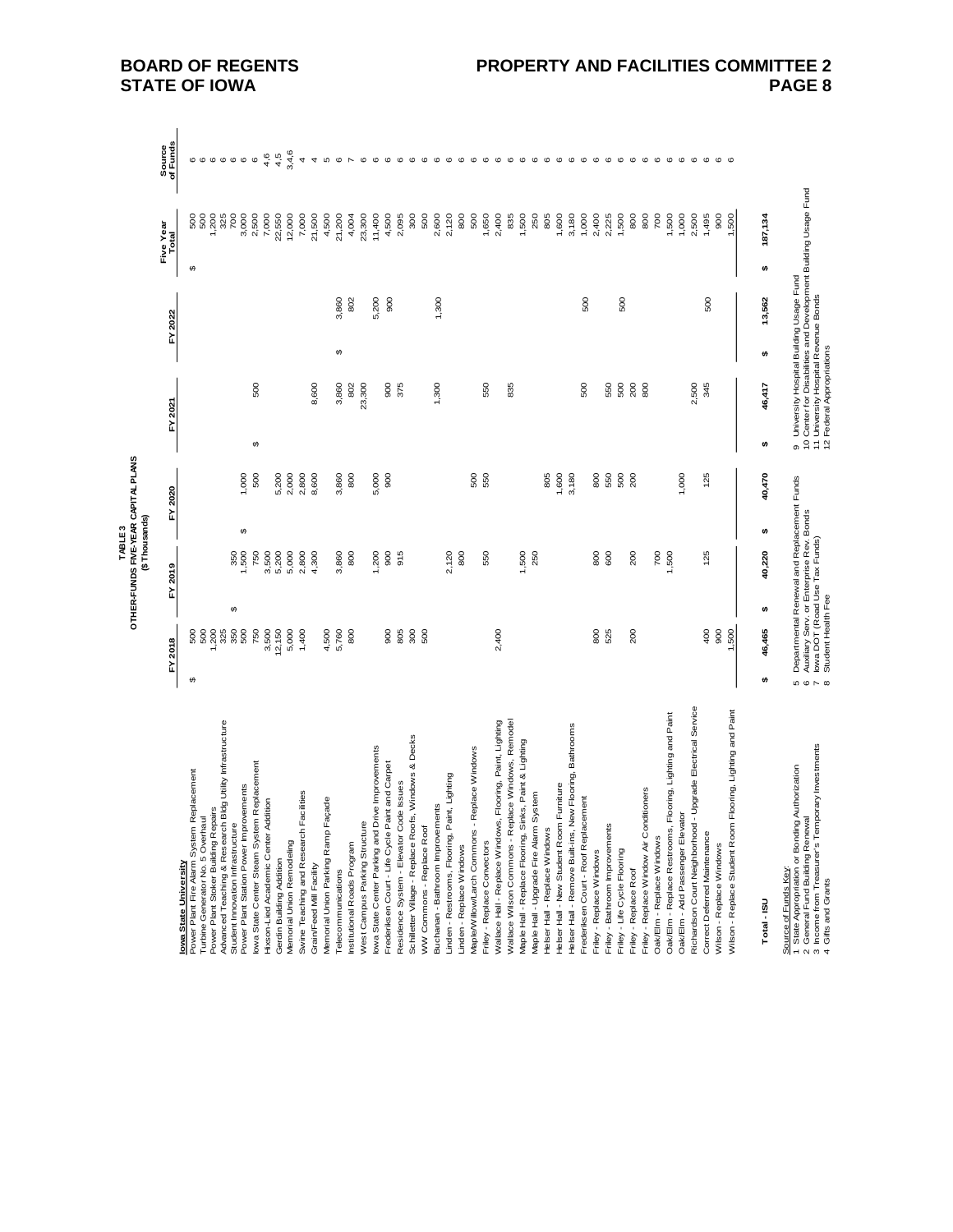**TABLE 3**
**OTHER-FUNDS FIVE-YEAR CAPITAL PLANS**
**($ Thousands)**

| Iowa State University | FY 2018 | FY 2019 | FY 2020 | FY 2021 | FY 2022 | Five Year Total | Source of Funds |
|---|---|---|---|---|---|---|---|
| Power Plant Fire Alarm System Replacement | $ 500 | | | | | $ 500 | 6 |
| Turbine Generator No. 5 Overhaul | 500 | | | | | 500 | 6 |
| Power Plant Stoker Building Repairs | 1,200 | | | | | 1,200 | 6 |
| Advanced Teaching & Research Bldg Utility Infrastructure | 325 | | | | | 325 | 6 |
| Student Innovation Infrastructure | 350 | $ 350 | | | | 700 | 6 |
| Power Plant Station Power Improvements | 500 | 1,500 | $ 1,000 | | | 3,000 | 6 |
| Iowa State Center Steam System Replacement | 750 | 750 | 500 | $ 500 | | 2,500 | 6 |
| Hixson-Lied Academic Center Addition | 3,500 | 3,500 | | | | 7,000 | 4,6 |
| Gerdin Building Addition | 12,150 | 5,200 | 5,200 | | | 22,550 | 4,5 |
| Memorial Union Remodeling | 5,000 | 5,000 | 2,000 | | | 12,000 | 3,4,6 |
| Swine Teaching and Research Facilities | 1,400 | 2,800 | 2,800 | | | 7,000 | 4 |
| Grain/Feed Mill Facility | | 4,300 | 8,600 | 8,600 | | 21,500 | 4 |
| Memorial Union Parking Ramp Façade | 4,500 | | | | | 4,500 | 5 |
| Telecommunications | 5,760 | 3,860 | 3,860 | 3,860 | $ 3,860 | 21,200 | 6 |
| Institutional Roads Program | 800 | 800 | 800 | 802 | 802 | 4,004 | 7 |
| West Campus Parking Structure | | | | 23,300 | | 23,300 | 6 |
| Iowa State Center Parking and Drive Improvements | | 1,200 | 5,000 | | 5,200 | 11,400 | 6 |
| Frederiksen Court - Life Cycle Paint and Carpet | 900 | 900 | 900 | 900 | 900 | 4,500 | 6 |
| Residence System - Elevator Code Issues | 805 | 915 | | 375 | | 2,095 | 6 |
| Schilletter Village - Replace Roofs, Windows & Decks | 300 | | | | | 300 | 6 |
| WW Commons - Replace Roof | 500 | | | | | 500 | 6 |
| Buchanan - Bathroom Improvements | | | | 1,300 | 1,300 | 2,600 | 6 |
| Linden - Restrooms, Flooring, Paint, Lighting | | 2,120 | | | | 2,120 | 6 |
| Linden - Replace Windows | | 800 | | | | 800 | 6 |
| Maple/Willow/Larch Commons - Replace Windows | | | 500 | | | 500 | 6 |
| Friley - Replace Convectors | | 550 | 550 | 550 | | 1,650 | 6 |
| Wallace Hall - Replace Windows, Flooring, Paint, Lighting | 2,400 | | | | | 2,400 | 6 |
| Wallace Wilson Commons - Replace Windows, Remodel | | | | 835 | | 835 | 6 |
| Maple Hall - Replace Flooring, Sinks, Paint & Lighting | | 1,500 | | | | 1,500 | 6 |
| Maple Hall - Upgrade Fire Alarm System | | 250 | | | | 250 | 6 |
| Helser Hall - Replace Windows | | | 805 | | | 805 | 6 |
| Helser Hall - New Student Room Furniture | | | 1,600 | | | 1,600 | 6 |
| Helser Hall - Remove Built-ins, New Flooring, Bathrooms | | | 3,180 | | | 3,180 | 6 |
| Frederiksen Court - Roof Replacement | | | | 500 | 500 | 1,000 | 6 |
| Friley - Replace Windows | 800 | 800 | 800 | | | 2,400 | 6 |
| Friley - Bathroom Improvements | 525 | 600 | 550 | 550 | | 2,225 | 6 |
| Friley - Life Cycle Flooring | | | 500 | 500 | 500 | 1,500 | 6 |
| Friley - Replace Roof | 200 | 200 | 200 | 200 | | 800 | 6 |
| Friley - Replace Window Air Conditioners | | | | 800 | | 800 | 6 |
| Oak/Elm - Replace Windows | | 700 | | | | 700 | 6 |
| Oak/Elm - Replace Restrooms, Flooring, Lighting and Paint | | 1,500 | | | | 1,500 | 6 |
| Oak/Elm - Add Passenger Elevator | | | 1,000 | | | 1,000 | 6 |
| Richardson Court Neighborhood - Upgrade Electrical Service | | | | 2,500 | | 2,500 | 6 |
| Correct Deferred Maintenance | 400 | 125 | 125 | 345 | 500 | 1,495 | 6 |
| Wilson - Replace Windows | 900 | | | | | 900 | 6 |
| Wilson - Replace Student Room Flooring, Lighting and Paint | 1,500 | | | | | 1,500 | 6 |
| **Total - ISU** | $ 46,465 | $ 40,220 | $ 40,470 | $ 46,417 | $ 13,562 | $ 187,134 | |

Source of Funds Key:
1 State Appropriation or Bonding Authorization
2 General Fund Building Renewal
3 Income from Treasurer's Temporary Investments
4 Gifts and Grants
5 Departmental Renewal and Replacement Funds
6 Auxiliary Serv. or Enterprise Rev. Bonds
7 Iowa DOT (Road Use Tax Funds)
8 Student Health Fee
9 University Hospital Building Usage Fund
10 Center for Disabilities and Development Building Usage Fund
11 University Hospital Revenue Bonds
12 Federal Appropriations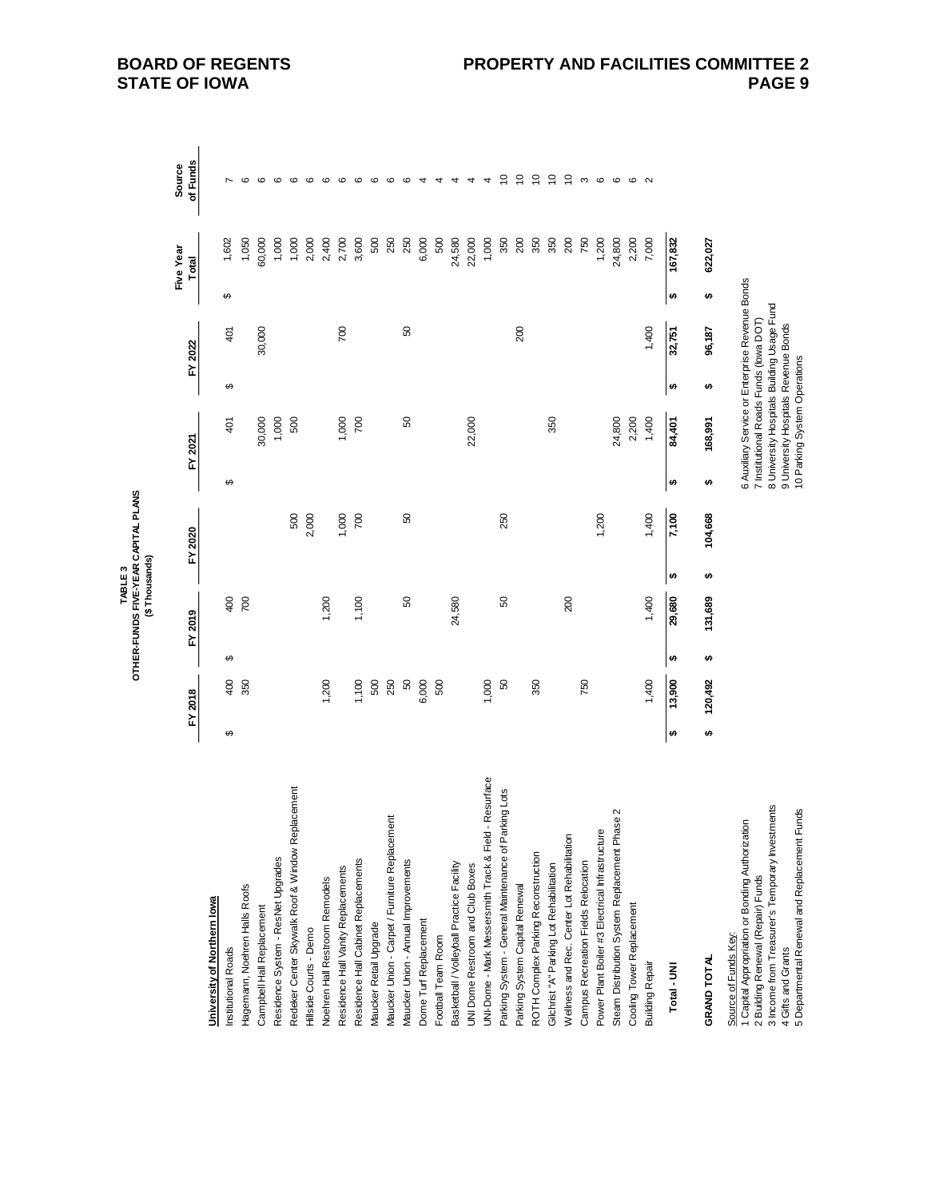**TABLE 3**
**OTHER-FUNDS FIVE-YEAR CAPITAL PLANS**
**($ Thousands)**

| | FY 2018 | FY 2019 | FY 2020 | FY 2021 | FY 2022 | Five Year Total | Source of Funds |
|---|---|---|---|---|---|---|---|
| **University of Northern Iowa** | | | | | | | |
| Institutional Roads | $ 400 | $ 400 | | $ 401 | $ 401 | $ 1,602 | 7 |
| Hagemann, Noehren Halls Roofs | 350 | 700 | | | | 1,050 | 6 |
| Campbell Hall Replacement | | | | 30,000 | 30,000 | 60,000 | 6 |
| Residence System - ResNet Upgrades | | | | 1,000 | | 1,000 | 6 |
| Redeker Center Skywalk Roof & Window Replacement | | | 500 | 500 | | 1,000 | 6 |
| Hillside Courts - Demo | | | 2,000 | | | 2,000 | 6 |
| Noehren Hall Restroom Remodels | 1,200 | 1,200 | | | | 2,400 | 6 |
| Residence Hall Vanity Replacements | | | 1,000 | 1,000 | 700 | 2,700 | 6 |
| Residence Hall Cabinet Replacements | 1,100 | 1,100 | 700 | 700 | | 3,600 | 6 |
| Maucker Retail Upgrade | 500 | | | | | 500 | 6 |
| Maucker Union - Carpet / Furniture Replacement | 250 | | | | | 250 | 6 |
| Maucker Union - Annual Improvements | 50 | 50 | 50 | 50 | 50 | 250 | 6 |
| Dome Turf Replacement | 6,000 | | | | | 6,000 | 4 |
| Football Team Room | 500 | | | | | 500 | 4 |
| Basketball / Volleyball Practice Facility | | 24,580 | | | | 24,580 | 4 |
| UNI Dome Restroom and Club Boxes | | | | 22,000 | | 22,000 | 4 |
| UNI-Dome - Mark Messersmith Track & Field - Resurface | 1,000 | | | | | 1,000 | 4 |
| Parking System - General Maintenance of Parking Lots | 50 | 50 | 250 | | | 350 | 10 |
| Parking System Capital Renewal | | | | | 200 | 200 | 10 |
| ROTH Complex Parking Reconstruction | 350 | | | | | 350 | 10 |
| Gilchrist "A" Parking Lot Rehabilitation | | | | 350 | | 350 | 10 |
| Wellness and Rec. Center Lot Rehabilitation | | 200 | | | | 200 | 10 |
| Campus Recreation Fields Relocation | 750 | | | | | 750 | 3 |
| Power Plant Boiler #3 Electrical Infrastructure | | | 1,200 | | | 1,200 | 6 |
| Steam Distribution System Replacement Phase 2 | | | | 24,800 | | 24,800 | 6 |
| Cooling Tower Replacement | | | | 2,200 | | 2,200 | 6 |
| Building Repair | 1,400 | 1,400 | 1,400 | 1,400 | 1,400 | 7,000 | 2 |
| **Total - UNI** | **$ 13,900** | **$ 29,680** | **$ 7,100** | **$ 84,401** | **$ 32,751** | **$ 167,832** | |
| **GRAND TOTAL** | **$ 120,492** | **$ 131,689** | **$ 104,668** | **$ 168,991** | **$ 96,187** | **$ 622,027** | |

Source of Funds Key:
1 Capital Appropriation or Bonding Authorization
2 Building Renewal (Repair) Funds
3 Income from Treasurer's Temporary Investments
4 Gifts and Grants
5 Departmental Renewal and Replacement Funds
6 Auxiliary Service or Enterprise Revenue Bonds
7 Institutional Roads Funds (Iowa DOT)
8 University Hospitals Building Usage Fund
9 University Hospitals Revenue Bonds
10 Parking System Operations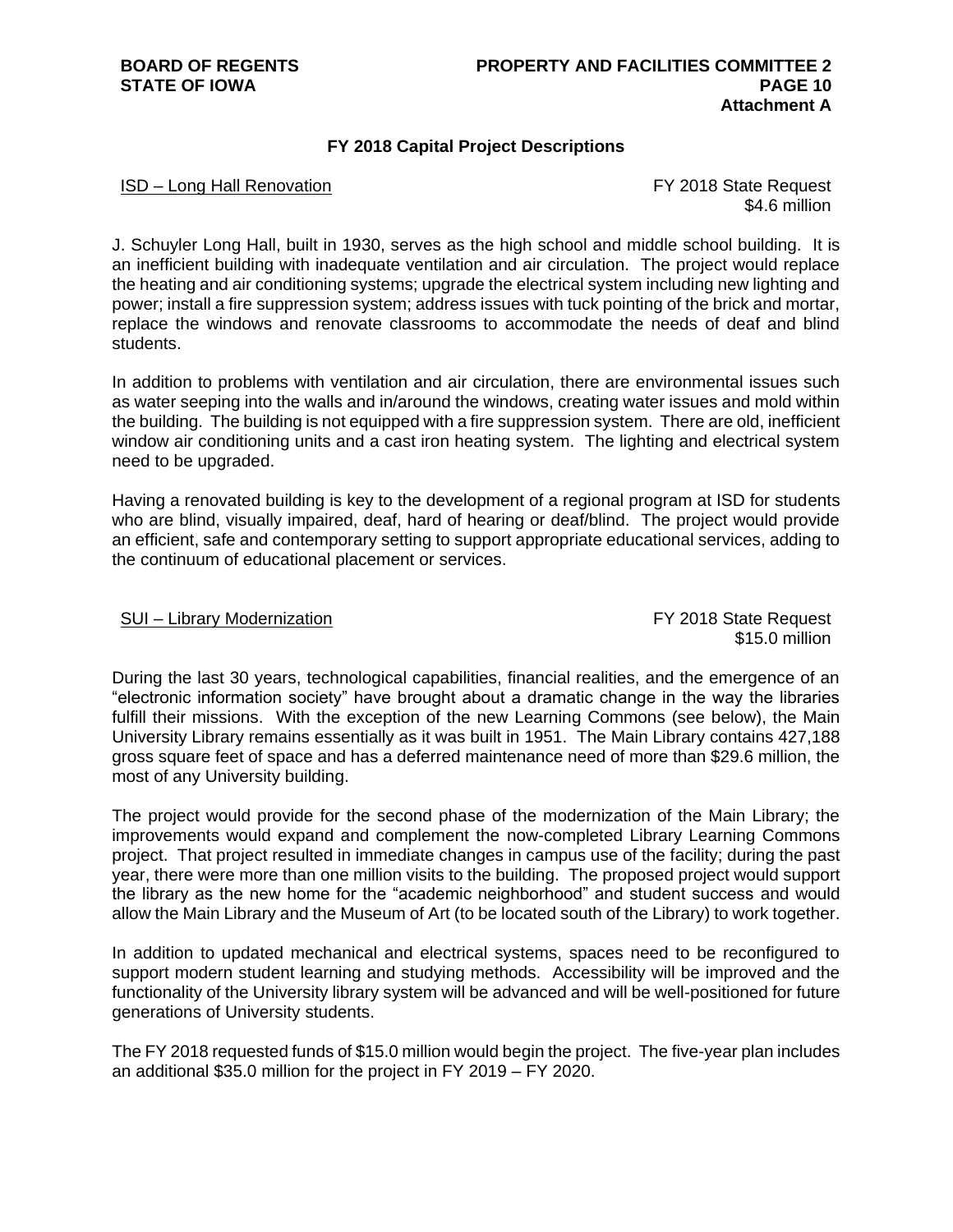**Attachment A**

### FY 2018 Capital Project Descriptions

ISD – Long Hall Renovation — FY 2018 State Request $4.6 million

J. Schuyler Long Hall, built in 1930, serves as the high school and middle school building. It is an inefficient building with inadequate ventilation and air circulation. The project would replace the heating and air conditioning systems; upgrade the electrical system including new lighting and power; install a fire suppression system; address issues with tuck pointing of the brick and mortar, replace the windows and renovate classrooms to accommodate the needs of deaf and blind students.

In addition to problems with ventilation and air circulation, there are environmental issues such as water seeping into the walls and in/around the windows, creating water issues and mold within the building. The building is not equipped with a fire suppression system. There are old, inefficient window air conditioning units and a cast iron heating system. The lighting and electrical system need to be upgraded.

Having a renovated building is key to the development of a regional program at ISD for students who are blind, visually impaired, deaf, hard of hearing or deaf/blind. The project would provide an efficient, safe and contemporary setting to support appropriate educational services, adding to the continuum of educational placement or services.

SUI – Library Modernization — FY 2018 State Request $15.0 million

During the last 30 years, technological capabilities, financial realities, and the emergence of an "electronic information society" have brought about a dramatic change in the way the libraries fulfill their missions. With the exception of the new Learning Commons (see below), the Main University Library remains essentially as it was built in 1951. The Main Library contains 427,188 gross square feet of space and has a deferred maintenance need of more than $29.6 million, the most of any University building.

The project would provide for the second phase of the modernization of the Main Library; the improvements would expand and complement the now-completed Library Learning Commons project. That project resulted in immediate changes in campus use of the facility; during the past year, there were more than one million visits to the building. The proposed project would support the library as the new home for the "academic neighborhood" and student success and would allow the Main Library and the Museum of Art (to be located south of the Library) to work together.

In addition to updated mechanical and electrical systems, spaces need to be reconfigured to support modern student learning and studying methods. Accessibility will be improved and the functionality of the University library system will be advanced and will be well-positioned for future generations of University students.

The FY 2018 requested funds of $15.0 million would begin the project. The five-year plan includes an additional $35.0 million for the project in FY 2019 – FY 2020.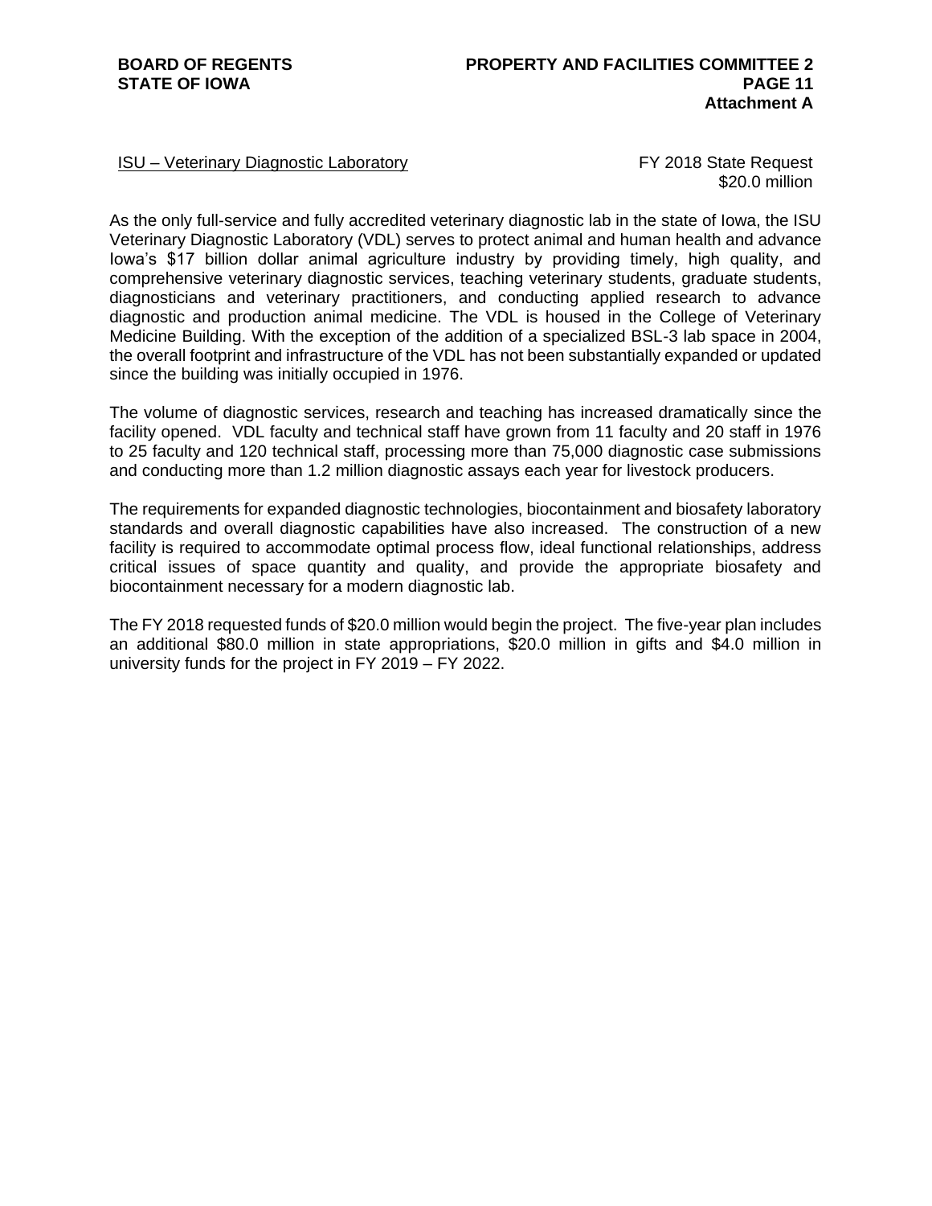ISU – Veterinary Diagnostic Laboratory

FY 2018 State Request
$20.0 million

As the only full-service and fully accredited veterinary diagnostic lab in the state of Iowa, the ISU Veterinary Diagnostic Laboratory (VDL) serves to protect animal and human health and advance Iowa's $17 billion dollar animal agriculture industry by providing timely, high quality, and comprehensive veterinary diagnostic services, teaching veterinary students, graduate students, diagnosticians and veterinary practitioners, and conducting applied research to advance diagnostic and production animal medicine. The VDL is housed in the College of Veterinary Medicine Building. With the exception of the addition of a specialized BSL-3 lab space in 2004, the overall footprint and infrastructure of the VDL has not been substantially expanded or updated since the building was initially occupied in 1976.

The volume of diagnostic services, research and teaching has increased dramatically since the facility opened. VDL faculty and technical staff have grown from 11 faculty and 20 staff in 1976 to 25 faculty and 120 technical staff, processing more than 75,000 diagnostic case submissions and conducting more than 1.2 million diagnostic assays each year for livestock producers.

The requirements for expanded diagnostic technologies, biocontainment and biosafety laboratory standards and overall diagnostic capabilities have also increased. The construction of a new facility is required to accommodate optimal process flow, ideal functional relationships, address critical issues of space quantity and quality, and provide the appropriate biosafety and biocontainment necessary for a modern diagnostic lab.

The FY 2018 requested funds of $20.0 million would begin the project. The five-year plan includes an additional $80.0 million in state appropriations, $20.0 million in gifts and $4.0 million in university funds for the project in FY 2019 – FY 2022.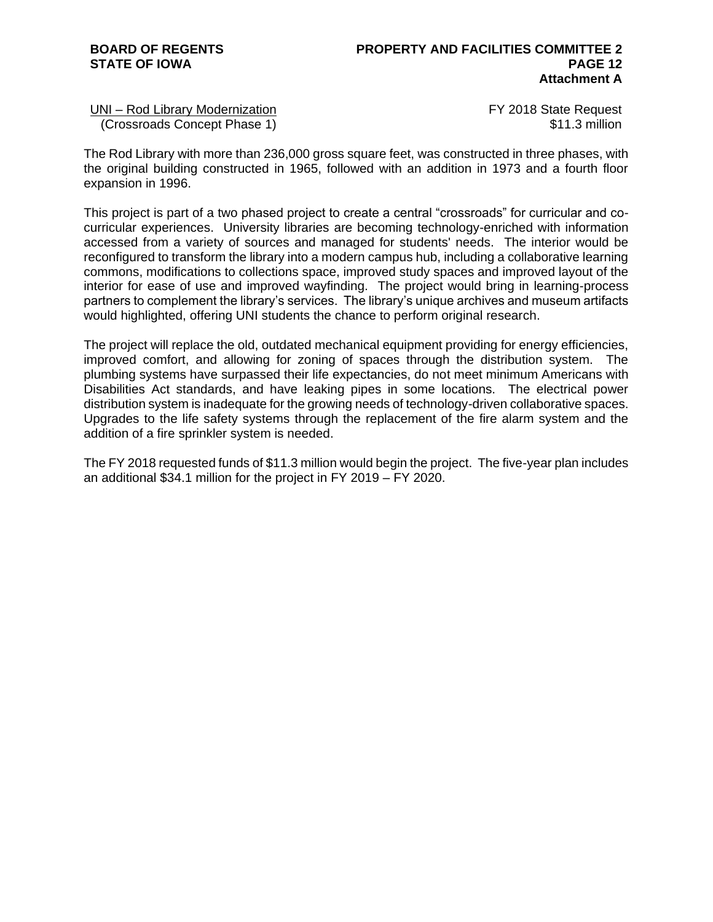UNI – Rod Library Modernization (Crossroads Concept Phase 1)

FY 2018 State Request $11.3 million

The Rod Library with more than 236,000 gross square feet, was constructed in three phases, with the original building constructed in 1965, followed with an addition in 1973 and a fourth floor expansion in 1996.

This project is part of a two phased project to create a central "crossroads" for curricular and co-curricular experiences. University libraries are becoming technology-enriched with information accessed from a variety of sources and managed for students' needs. The interior would be reconfigured to transform the library into a modern campus hub, including a collaborative learning commons, modifications to collections space, improved study spaces and improved layout of the interior for ease of use and improved wayfinding. The project would bring in learning-process partners to complement the library's services. The library's unique archives and museum artifacts would highlighted, offering UNI students the chance to perform original research.

The project will replace the old, outdated mechanical equipment providing for energy efficiencies, improved comfort, and allowing for zoning of spaces through the distribution system. The plumbing systems have surpassed their life expectancies, do not meet minimum Americans with Disabilities Act standards, and have leaking pipes in some locations. The electrical power distribution system is inadequate for the growing needs of technology-driven collaborative spaces. Upgrades to the life safety systems through the replacement of the fire alarm system and the addition of a fire sprinkler system is needed.

The FY 2018 requested funds of $11.3 million would begin the project. The five-year plan includes an additional $34.1 million for the project in FY 2019 – FY 2020.